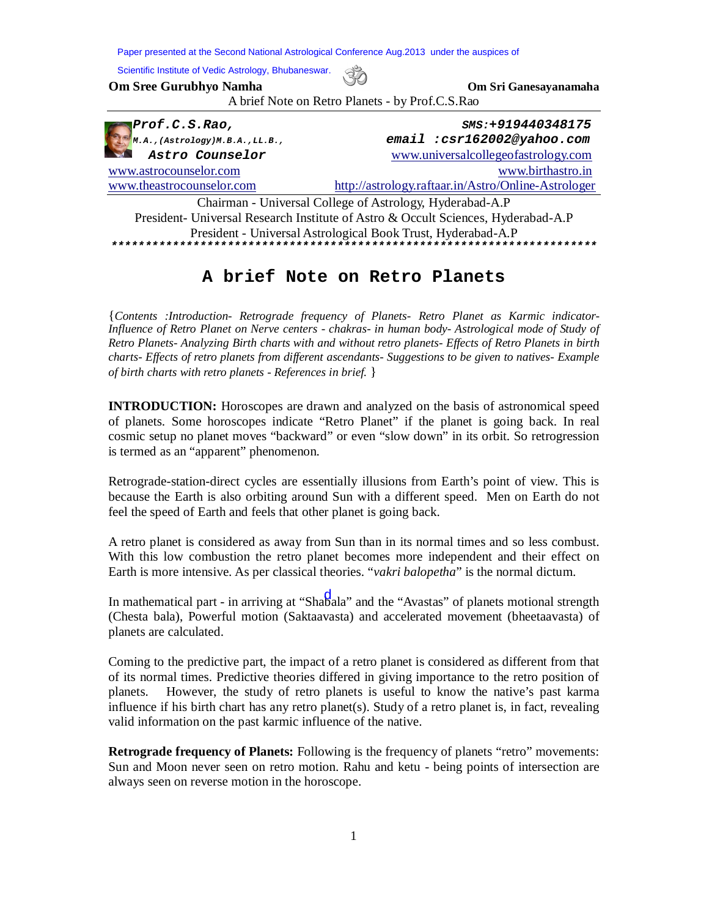Paper presented at the Second National Astrological Conference Aug.2013 under the auspices of Scientific Institute of Vedic Astrology, Bhubaneswar.

**Om Sree Gurubhyo Namha** **Om Sri Ganesayanamaha**

A brief Note on Retro Planets - by Prof.C.S.Rao

***Prof.C.S.Rao,***
***M.A.,(Astrology)M.B.A.,LL.B.,***
***Astro Counselor***

***SMS:+919440348175***
***email :csr162002@yahoo.com***

www.universalcollegeofastrology.com
www.astrocounselor.com
www.birthastro.in
www.theastrocounselor.com
http://astrology.raftaar.in/Astro/Online-Astrologer

Chairman - Universal College of Astrology, Hyderabad-A.P
President- Universal Research Institute of Astro & Occult Sciences, Hyderabad-A.P
President - Universal Astrological Book Trust, Hyderabad-A.P

# A brief Note on Retro Planets

{*Contents :Introduction- Retrograde frequency of Planets- Retro Planet as Karmic indicator- Influence of Retro Planet on Nerve centers - chakras- in human body- Astrological mode of Study of Retro Planets- Analyzing Birth charts with and without retro planets- Effects of Retro Planets in birth charts- Effects of retro planets from different ascendants- Suggestions to be given to natives- Example of birth charts with retro planets - References in brief.* }

**INTRODUCTION:** Horoscopes are drawn and analyzed on the basis of astronomical speed of planets. Some horoscopes indicate "Retro Planet" if the planet is going back. In real cosmic setup no planet moves "backward" or even "slow down" in its orbit. So retrogression is termed as an "apparent" phenomenon.

Retrograde-station-direct cycles are essentially illusions from Earth's point of view. This is because the Earth is also orbiting around Sun with a different speed. Men on Earth do not feel the speed of Earth and feels that other planet is going back.

A retro planet is considered as away from Sun than in its normal times and so less combust. With this low combustion the retro planet becomes more independent and their effect on Earth is more intensive. As per classical theories. "*vakri balopetha*" is the normal dictum.

In mathematical part - in arriving at "Shadbala" and the "Avastas" of planets motional strength (Chesta bala), Powerful motion (Saktaavasta) and accelerated movement (bheetaavasta) of planets are calculated.

Coming to the predictive part, the impact of a retro planet is considered as different from that of its normal times. Predictive theories differed in giving importance to the retro position of planets. However, the study of retro planets is useful to know the native's past karma influence if his birth chart has any retro planet(s). Study of a retro planet is, in fact, revealing valid information on the past karmic influence of the native.

**Retrograde frequency of Planets:** Following is the frequency of planets "retro" movements: Sun and Moon never seen on retro motion. Rahu and ketu - being points of intersection are always seen on reverse motion in the horoscope.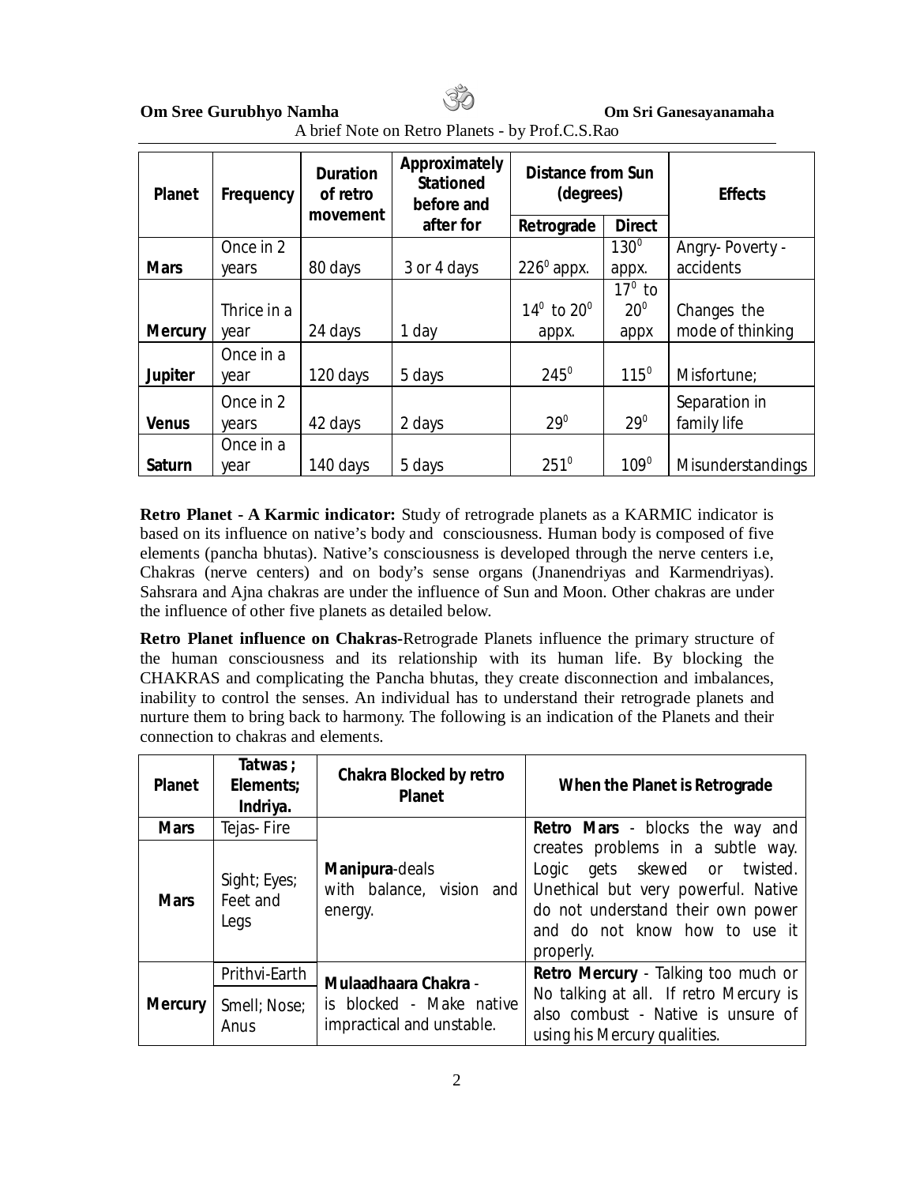Om Sree Gurubhyo Namha Om Sri Ganesayanamaha

A brief Note on Retro Planets - by Prof.C.S.Rao

| Planet | Frequency | Duration of retro movement | Approximately Stationed before and after for | Distance from Sun (degrees) | | Effects |
|---|---|---|---|---|---|---|
| | | | | Retrograde | Direct | |
| Mars | Once in 2 years | 80 days | 3 or 4 days | $226^0$ appx. | $130^0$ appx. | Angry- Poverty - accidents |
| Mercury | Thrice in a year | 24 days | 1 day | $14^0$ to $20^0$ appx. | $17^0$ to $20^0$ appx | Changes the mode of thinking |
| Jupiter | Once in a year | 120 days | 5 days | $245^0$ | $115^0$ | Misfortune; |
| Venus | Once in 2 years | 42 days | 2 days | $29^0$ | $29^0$ | Separation in family life |
| Saturn | Once in a year | 140 days | 5 days | $251^0$ | $109^0$ | Misunderstandings |

**Retro Planet - A Karmic indicator:** Study of retrograde planets as a KARMIC indicator is based on its influence on native's body and consciousness. Human body is composed of five elements (pancha bhutas). Native's consciousness is developed through the nerve centers i.e, Chakras (nerve centers) and on body's sense organs (Jnanendriyas and Karmendriyas). Sahsrara and Ajna chakras are under the influence of Sun and Moon. Other chakras are under the influence of other five planets as detailed below.

**Retro Planet influence on Chakras**-Retrograde Planets influence the primary structure of the human consciousness and its relationship with its human life. By blocking the CHAKRAS and complicating the Pancha bhutas, they create disconnection and imbalances, inability to control the senses. An individual has to understand their retrograde planets and nurture them to bring back to harmony. The following is an indication of the Planets and their connection to chakras and elements.

| Planet | Tatwas ; Elements; Indriya. | Chakra Blocked by retro Planet | When the Planet is Retrograde |
|---|---|---|---|
| Mars | Tejas- Fire | **Manipura**-deals with balance, vision and energy. | **Retro Mars** - blocks the way and creates problems in a subtle way. Logic gets skewed or twisted. Unethical but very powerful. Native do not understand their own power and do not know how to use it properly. |
| Mars | Sight; Eyes; Feet and Legs | | |
| Mercury | Prithvi-Earth | **Mulaadhaara Chakra** - is blocked - Make native impractical and unstable. | **Retro Mercury** - Talking too much or No talking at all. If retro Mercury is also combust - Native is unsure of using his Mercury qualities. |
| | Smell; Nose; Anus | | |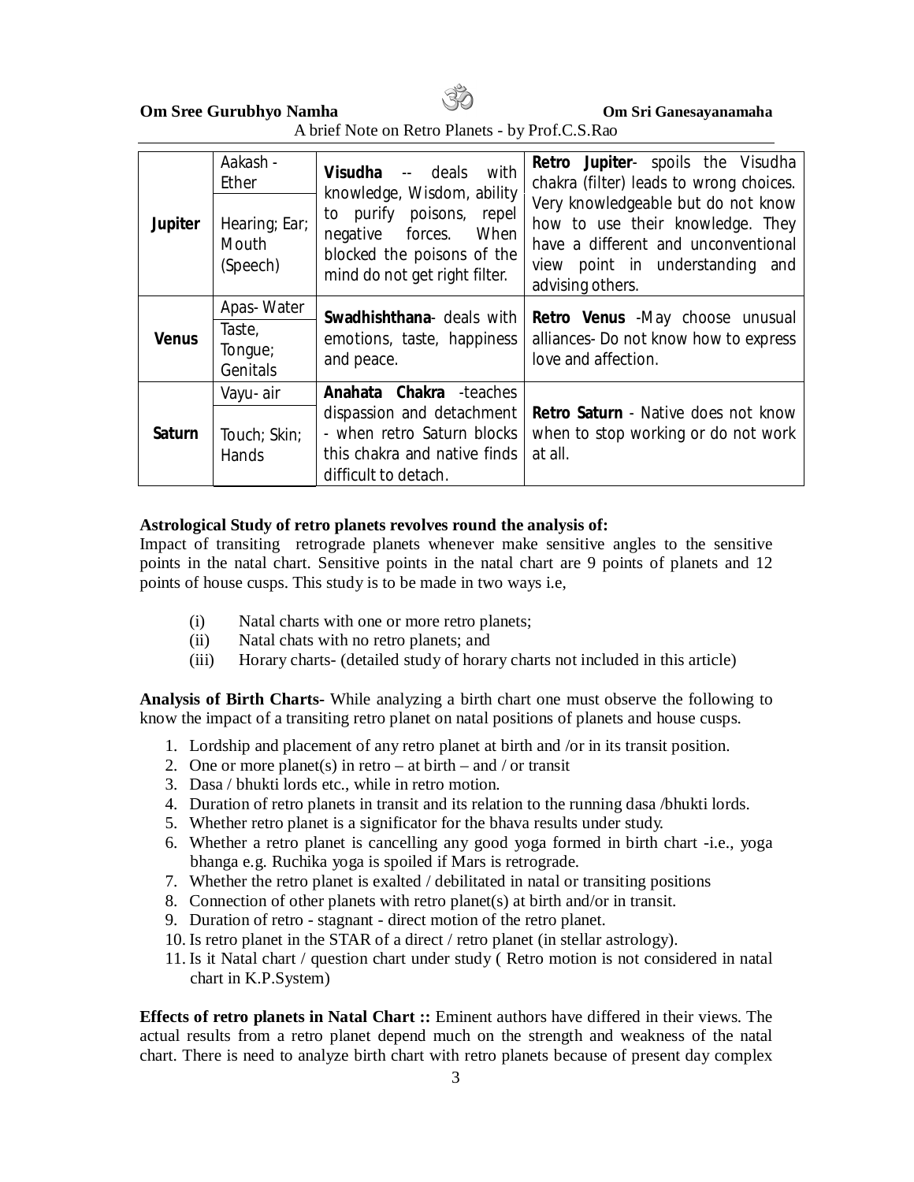| Jupiter | Aakash - Ether | **Visudha** -- deals with knowledge, Wisdom, ability to purify poisons, repel negative forces. When blocked the poisons of the mind do not get right filter. | **Retro Jupiter**- spoils the Visudha chakra (filter) leads to wrong choices. Very knowledgeable but do not know how to use their knowledge. They have a different and unconventional view point in understanding and advising others. |
|---|---|---|---|
| | Hearing; Ear; Mouth (Speech) | | |
| Venus | Apas- Water | **Swadhishthana**- deals with emotions, taste, happiness and peace. | **Retro Venus** -May choose unusual alliances- Do not know how to express love and affection. |
| | Taste, Tongue; Genitals | | |
| Saturn | Vayu- air | **Anahata Chakra** -teaches dispassion and detachment - when retro Saturn blocks this chakra and native finds difficult to detach. | **Retro Saturn** - Native does not know when to stop working or do not work at all. |
| | Touch; Skin; Hands | | |

**Astrological Study of retro planets revolves round the analysis of:**

Impact of transiting retrograde planets whenever make sensitive angles to the sensitive points in the natal chart. Sensitive points in the natal chart are 9 points of planets and 12 points of house cusps. This study is to be made in two ways i.e,

(i) Natal charts with one or more retro planets;
(ii) Natal chats with no retro planets; and
(iii) Horary charts- (detailed study of horary charts not included in this article)

**Analysis of Birth Charts-** While analyzing a birth chart one must observe the following to know the impact of a transiting retro planet on natal positions of planets and house cusps.

1. Lordship and placement of any retro planet at birth and /or in its transit position.
2. One or more planet(s) in retro – at birth – and / or transit
3. Dasa / bhukti lords etc., while in retro motion.
4. Duration of retro planets in transit and its relation to the running dasa /bhukti lords.
5. Whether retro planet is a significator for the bhava results under study.
6. Whether a retro planet is cancelling any good yoga formed in birth chart -i.e., yoga bhanga e.g. Ruchika yoga is spoiled if Mars is retrograde.
7. Whether the retro planet is exalted / debilitated in natal or transiting positions
8. Connection of other planets with retro planet(s) at birth and/or in transit.
9. Duration of retro - stagnant - direct motion of the retro planet.
10. Is retro planet in the STAR of a direct / retro planet (in stellar astrology).
11. Is it Natal chart / question chart under study ( Retro motion is not considered in natal chart in K.P.System)

**Effects of retro planets in Natal Chart ::** Eminent authors have differed in their views. The actual results from a retro planet depend much on the strength and weakness of the natal chart. There is need to analyze birth chart with retro planets because of present day complex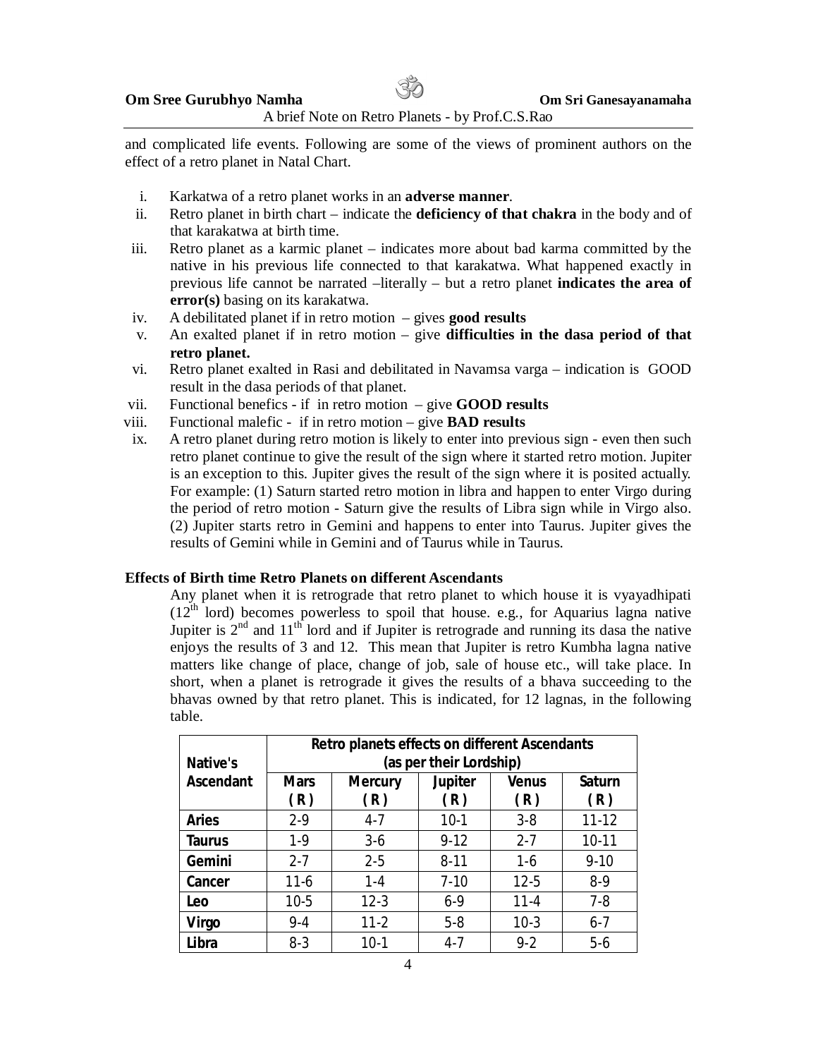and complicated life events. Following are some of the views of prominent authors on the effect of a retro planet in Natal Chart.

i. Karkatwa of a retro planet works in an **adverse manner**.
ii. Retro planet in birth chart – indicate the **deficiency of that chakra** in the body and of that karakatwa at birth time.
iii. Retro planet as a karmic planet – indicates more about bad karma committed by the native in his previous life connected to that karakatwa. What happened exactly in previous life cannot be narrated –literally – but a retro planet **indicates the area of error(s)** basing on its karakatwa.
iv. A debilitated planet if in retro motion – gives **good results**
v. An exalted planet if in retro motion – give **difficulties in the dasa period of that retro planet.**
vi. Retro planet exalted in Rasi and debilitated in Navamsa varga – indication is GOOD result in the dasa periods of that planet.
vii. Functional benefics - if in retro motion – give **GOOD results**
viii. Functional malefic - if in retro motion – give **BAD results**
ix. A retro planet during retro motion is likely to enter into previous sign - even then such retro planet continue to give the result of the sign where it started retro motion. Jupiter is an exception to this. Jupiter gives the result of the sign where it is posited actually. For example: (1) Saturn started retro motion in libra and happen to enter Virgo during the period of retro motion - Saturn give the results of Libra sign while in Virgo also. (2) Jupiter starts retro in Gemini and happens to enter into Taurus. Jupiter gives the results of Gemini while in Gemini and of Taurus while in Taurus.

**Effects of Birth time Retro Planets on different Ascendants**

Any planet when it is retrograde that retro planet to which house it is vyayadhipati (12th lord) becomes powerless to spoil that house. e.g., for Aquarius lagna native Jupiter is 2nd and 11th lord and if Jupiter is retrograde and running its dasa the native enjoys the results of 3 and 12. This mean that Jupiter is retro Kumbha lagna native matters like change of place, change of job, sale of house etc., will take place. In short, when a planet is retrograde it gives the results of a bhava succeeding to the bhavas owned by that retro planet. This is indicated, for 12 lagnas, in the following table.

| Native's Ascendant | Retro planets effects on different Ascendants (as per their Lordship) | | | | |
|---|---|---|---|---|---|
| | Mars (R) | Mercury (R) | Jupiter (R) | Venus (R) | Saturn (R) |
| Aries | 2-9 | 4-7 | 10-1 | 3-8 | 11-12 |
| Taurus | 1-9 | 3-6 | 9-12 | 2-7 | 10-11 |
| Gemini | 2-7 | 2-5 | 8-11 | 1-6 | 9-10 |
| Cancer | 11-6 | 1-4 | 7-10 | 12-5 | 8-9 |
| Leo | 10-5 | 12-3 | 6-9 | 11-4 | 7-8 |
| Virgo | 9-4 | 11-2 | 5-8 | 10-3 | 6-7 |
| Libra | 8-3 | 10-1 | 4-7 | 9-2 | 5-6 |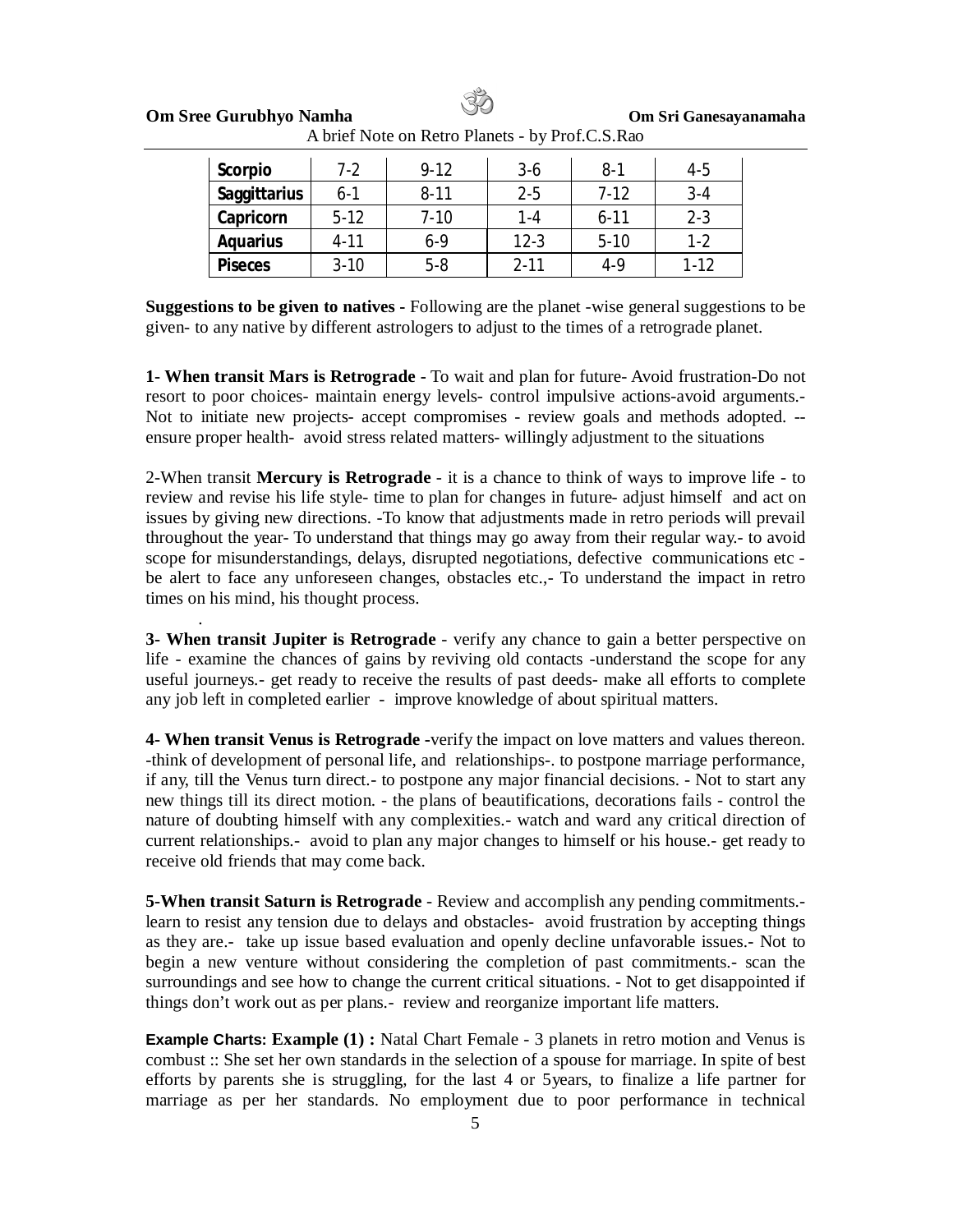| Scorpio | 7-2 | 9-12 | 3-6 | 8-1 | 4-5 |
|---|---|---|---|---|---|
| Saggittarius | 6-1 | 8-11 | 2-5 | 7-12 | 3-4 |
| Capricorn | 5-12 | 7-10 | 1-4 | 6-11 | 2-3 |
| Aquarius | 4-11 | 6-9 | 12-3 | 5-10 | 1-2 |
| Piseces | 3-10 | 5-8 | 2-11 | 4-9 | 1-12 |

**Suggestions to be given to natives -** Following are the planet -wise general suggestions to be given- to any native by different astrologers to adjust to the times of a retrograde planet.

**1- When transit Mars is Retrograde -** To wait and plan for future- Avoid frustration-Do not resort to poor choices- maintain energy levels- control impulsive actions-avoid arguments.- Not to initiate new projects- accept compromises - review goals and methods adopted. --ensure proper health- avoid stress related matters- willingly adjustment to the situations

2-When transit **Mercury is Retrograde** - it is a chance to think of ways to improve life - to review and revise his life style- time to plan for changes in future- adjust himself and act on issues by giving new directions. -To know that adjustments made in retro periods will prevail throughout the year- To understand that things may go away from their regular way.- to avoid scope for misunderstandings, delays, disrupted negotiations, defective communications etc - be alert to face any unforeseen changes, obstacles etc.,- To understand the impact in retro times on his mind, his thought process.

.

**3- When transit Jupiter is Retrograde** - verify any chance to gain a better perspective on life - examine the chances of gains by reviving old contacts -understand the scope for any useful journeys.- get ready to receive the results of past deeds- make all efforts to complete any job left in completed earlier - improve knowledge of about spiritual matters.

**4- When transit Venus is Retrograde** -verify the impact on love matters and values thereon. -think of development of personal life, and relationships-. to postpone marriage performance, if any, till the Venus turn direct.- to postpone any major financial decisions. - Not to start any new things till its direct motion. - the plans of beautifications, decorations fails - control the nature of doubting himself with any complexities.- watch and ward any critical direction of current relationships.- avoid to plan any major changes to himself or his house.- get ready to receive old friends that may come back.

**5-When transit Saturn is Retrograde** - Review and accomplish any pending commitments.- learn to resist any tension due to delays and obstacles- avoid frustration by accepting things as they are.- take up issue based evaluation and openly decline unfavorable issues.- Not to begin a new venture without considering the completion of past commitments.- scan the surroundings and see how to change the current critical situations. - Not to get disappointed if things don't work out as per plans.- review and reorganize important life matters.

**Example Charts: Example (1) :** Natal Chart Female - 3 planets in retro motion and Venus is combust :: She set her own standards in the selection of a spouse for marriage. In spite of best efforts by parents she is struggling, for the last 4 or 5years, to finalize a life partner for marriage as per her standards. No employment due to poor performance in technical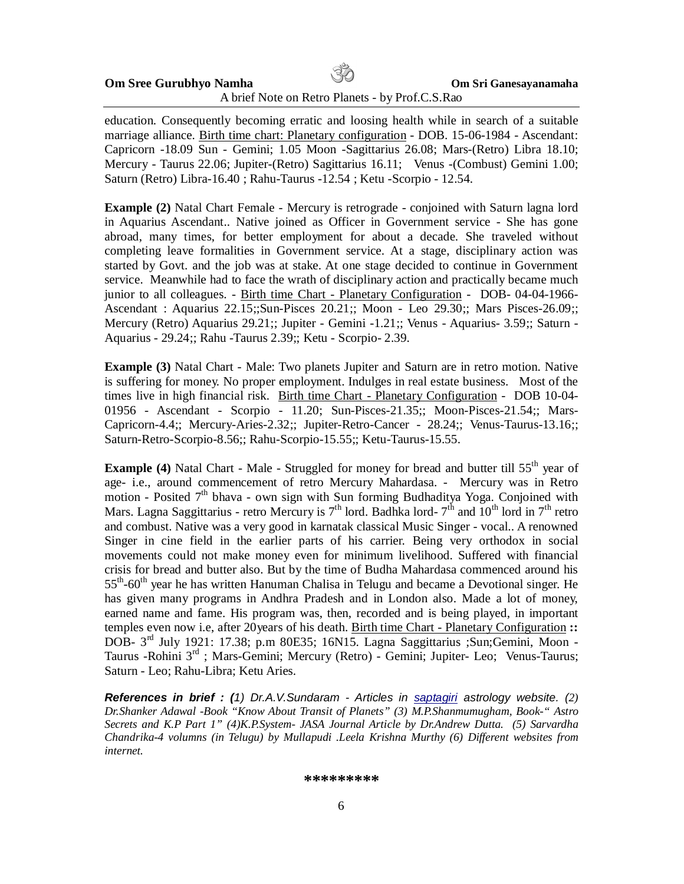education. Consequently becoming erratic and loosing health while in search of a suitable marriage alliance. Birth time chart: Planetary configuration - DOB. 15-06-1984 - Ascendant: Capricorn -18.09 Sun - Gemini; 1.05 Moon -Sagittarius 26.08; Mars-(Retro) Libra 18.10; Mercury - Taurus 22.06; Jupiter-(Retro) Sagittarius 16.11; Venus -(Combust) Gemini 1.00; Saturn (Retro) Libra-16.40 ; Rahu-Taurus -12.54 ; Ketu -Scorpio - 12.54.

**Example (2)** Natal Chart Female - Mercury is retrograde - conjoined with Saturn lagna lord in Aquarius Ascendant.. Native joined as Officer in Government service - She has gone abroad, many times, for better employment for about a decade. She traveled without completing leave formalities in Government service. At a stage, disciplinary action was started by Govt. and the job was at stake. At one stage decided to continue in Government service. Meanwhile had to face the wrath of disciplinary action and practically became much junior to all colleagues. - Birth time Chart - Planetary Configuration - DOB- 04-04-1966- Ascendant : Aquarius 22.15;;Sun-Pisces 20.21;; Moon - Leo 29.30;; Mars Pisces-26.09;; Mercury (Retro) Aquarius 29.21;; Jupiter - Gemini -1.21;; Venus - Aquarius- 3.59;; Saturn - Aquarius - 29.24;; Rahu -Taurus 2.39;; Ketu - Scorpio- 2.39.

**Example (3)** Natal Chart - Male: Two planets Jupiter and Saturn are in retro motion. Native is suffering for money. No proper employment. Indulges in real estate business. Most of the times live in high financial risk. Birth time Chart - Planetary Configuration - DOB 10-04-01956 - Ascendant - Scorpio - 11.20; Sun-Pisces-21.35;; Moon-Pisces-21.54;; Mars-Capricorn-4.4;; Mercury-Aries-2.32;; Jupiter-Retro-Cancer - 28.24;; Venus-Taurus-13.16;; Saturn-Retro-Scorpio-8.56;; Rahu-Scorpio-15.55;; Ketu-Taurus-15.55.

**Example (4)** Natal Chart - Male - Struggled for money for bread and butter till 55th year of age- i.e., around commencement of retro Mercury Mahardasa. - Mercury was in Retro motion - Posited 7th bhava - own sign with Sun forming Budhaditya Yoga. Conjoined with Mars. Lagna Saggittarius - retro Mercury is 7th lord. Badhka lord- 7th and 10th lord in 7th retro and combust. Native was a very good in karnatak classical Music Singer - vocal.. A renowned Singer in cine field in the earlier parts of his carrier. Being very orthodox in social movements could not make money even for minimum livelihood. Suffered with financial crisis for bread and butter also. But by the time of Budha Mahardasa commenced around his 55th-60th year he has written Hanuman Chalisa in Telugu and became a Devotional singer. He has given many programs in Andhra Pradesh and in London also. Made a lot of money, earned name and fame. His program was, then, recorded and is being played, in important temples even now i.e, after 20years of his death. Birth time Chart - Planetary Configuration **::** DOB- 3rd July 1921: 17.38; p.m 80E35; 16N15. Lagna Saggittarius ;Sun;Gemini, Moon - Taurus -Rohini 3rd ; Mars-Gemini; Mercury (Retro) - Gemini; Jupiter- Leo; Venus-Taurus; Saturn - Leo; Rahu-Libra; Ketu Aries.

***References in brief : (****1) Dr.A.V.Sundaram - Articles in saptagiri astrology website. (2) Dr.Shanker Adawal -Book "Know About Transit of Planets" (3) M.P.Shanmumugham, Book-" Astro Secrets and K.P Part 1" (4)K.P.System- JASA Journal Article by Dr.Andrew Dutta. (5) Sarvardha Chandrika-4 volumns (in Telugu) by Mullapudi .Leela Krishna Murthy (6) Different websites from internet.*

*********